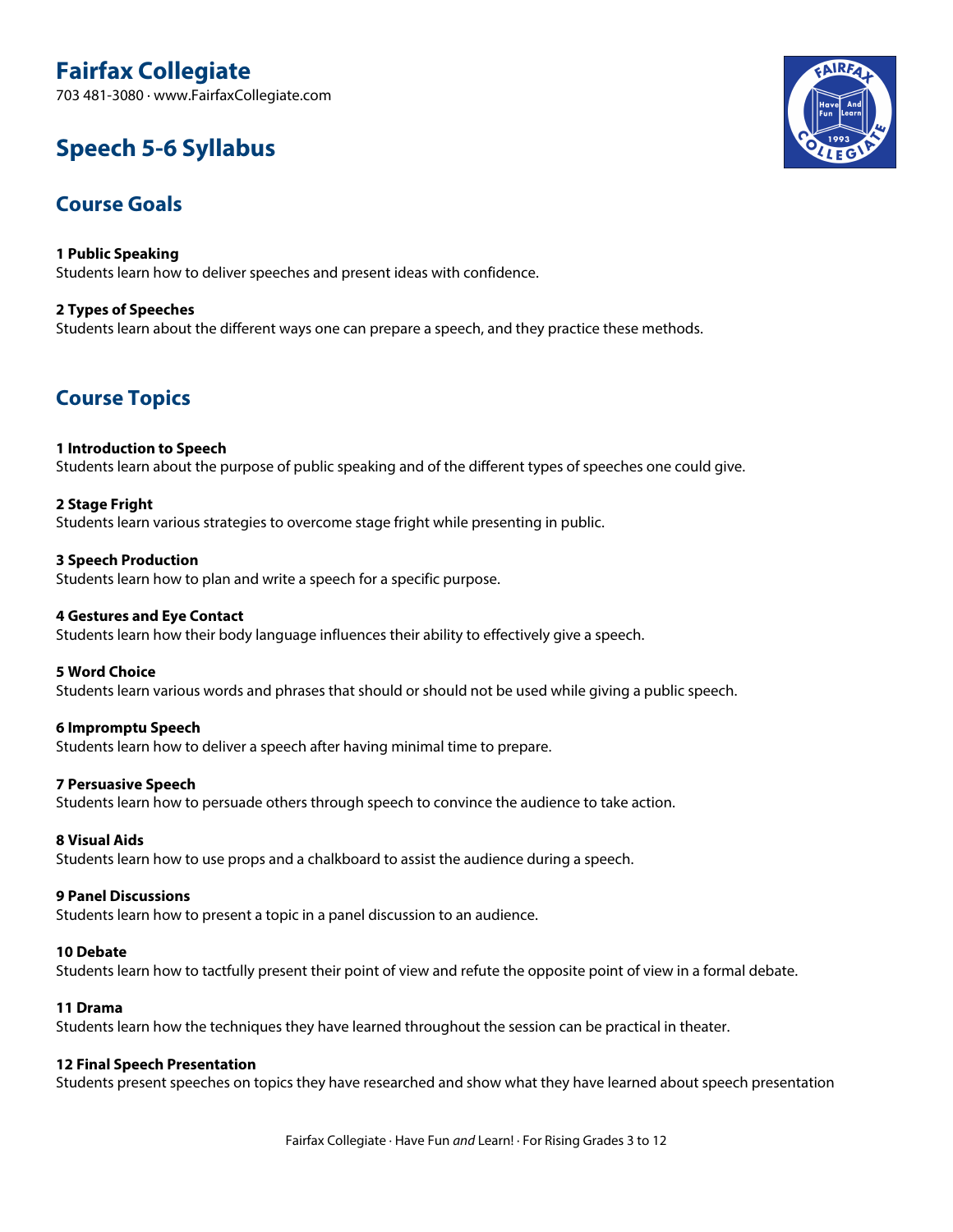# Fairfax Collegiate

703 481-3080 · www.FairfaxCollegiate.com

# Speech 5-6 Syllabus

## Course Goals

**1 Public Speaking**
Students learn how to deliver speeches and present ideas with confidence.

**2 Types of Speeches**
Students learn about the different ways one can prepare a speech, and they practice these methods.

## Course Topics

**1 Introduction to Speech**
Students learn about the purpose of public speaking and of the different types of speeches one could give.

**2 Stage Fright**
Students learn various strategies to overcome stage fright while presenting in public.

**3 Speech Production**
Students learn how to plan and write a speech for a specific purpose.

**4 Gestures and Eye Contact**
Students learn how their body language influences their ability to effectively give a speech.

**5 Word Choice**
Students learn various words and phrases that should or should not be used while giving a public speech.

**6 Impromptu Speech**
Students learn how to deliver a speech after having minimal time to prepare.

**7 Persuasive Speech**
Students learn how to persuade others through speech to convince the audience to take action.

**8 Visual Aids**
Students learn how to use props and a chalkboard to assist the audience during a speech.

**9 Panel Discussions**
Students learn how to present a topic in a panel discussion to an audience.

**10 Debate**
Students learn how to tactfully present their point of view and refute the opposite point of view in a formal debate.

**11 Drama**
Students learn how the techniques they have learned throughout the session can be practical in theater.

**12 Final Speech Presentation**
Students present speeches on topics they have researched and show what they have learned about speech presentation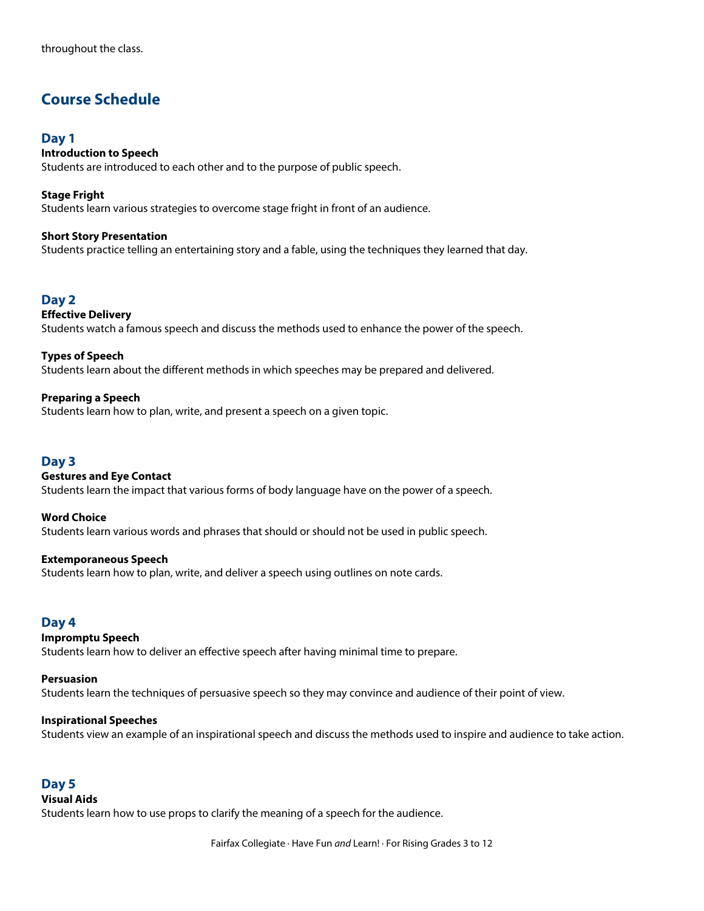throughout the class.

## Course Schedule

### Day 1

**Introduction to Speech**
Students are introduced to each other and to the purpose of public speech.

**Stage Fright**
Students learn various strategies to overcome stage fright in front of an audience.

**Short Story Presentation**
Students practice telling an entertaining story and a fable, using the techniques they learned that day.

### Day 2

**Effective Delivery**
Students watch a famous speech and discuss the methods used to enhance the power of the speech.

**Types of Speech**
Students learn about the different methods in which speeches may be prepared and delivered.

**Preparing a Speech**
Students learn how to plan, write, and present a speech on a given topic.

### Day 3

**Gestures and Eye Contact**
Students learn the impact that various forms of body language have on the power of a speech.

**Word Choice**
Students learn various words and phrases that should or should not be used in public speech.

**Extemporaneous Speech**
Students learn how to plan, write, and deliver a speech using outlines on note cards.

### Day 4

**Impromptu Speech**
Students learn how to deliver an effective speech after having minimal time to prepare.

**Persuasion**
Students learn the techniques of persuasive speech so they may convince and audience of their point of view.

**Inspirational Speeches**
Students view an example of an inspirational speech and discuss the methods used to inspire and audience to take action.

### Day 5

**Visual Aids**
Students learn how to use props to clarify the meaning of a speech for the audience.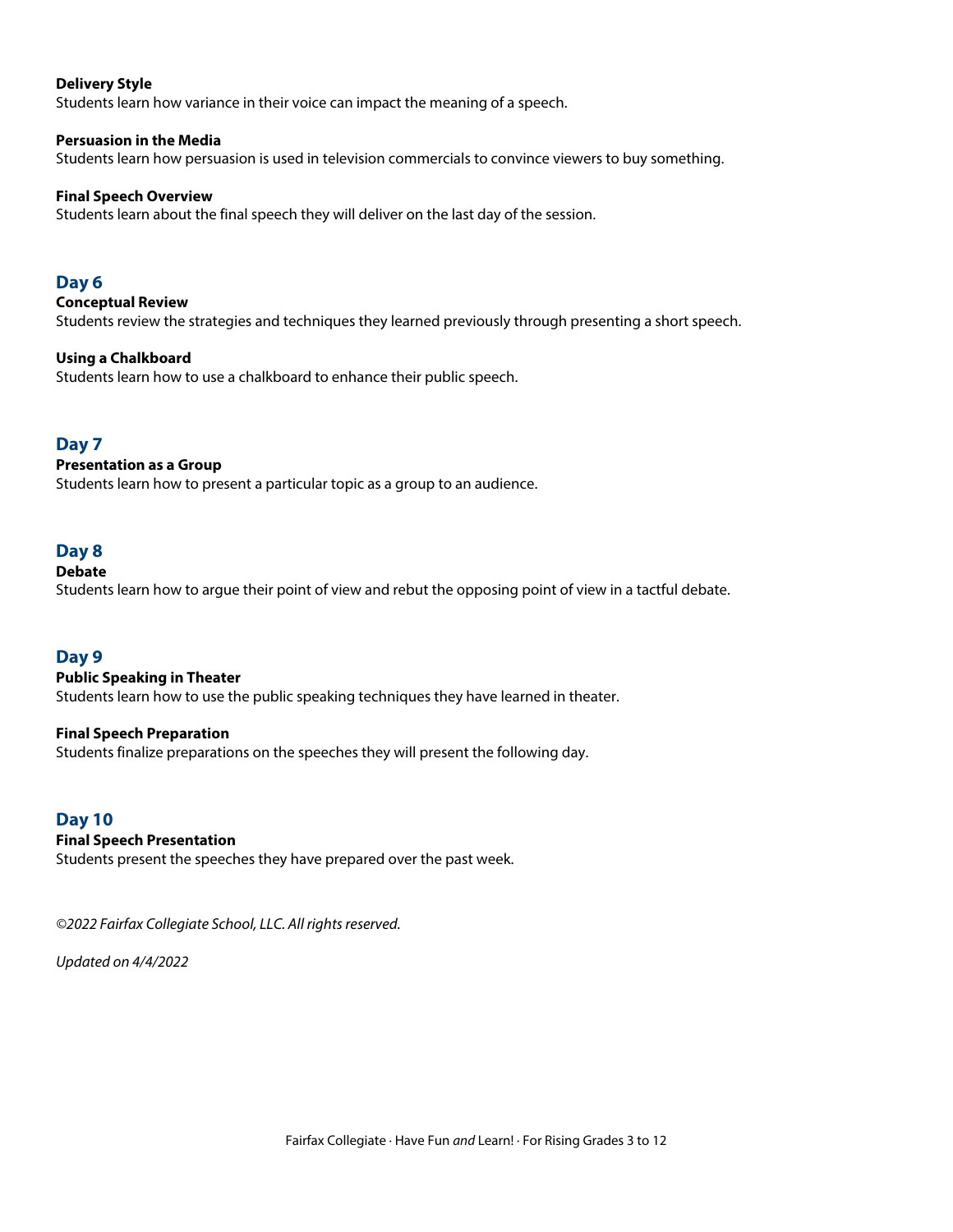**Delivery Style**
Students learn how variance in their voice can impact the meaning of a speech.

**Persuasion in the Media**
Students learn how persuasion is used in television commercials to convince viewers to buy something.

**Final Speech Overview**
Students learn about the final speech they will deliver on the last day of the session.

## Day 6

**Conceptual Review**
Students review the strategies and techniques they learned previously through presenting a short speech.

**Using a Chalkboard**
Students learn how to use a chalkboard to enhance their public speech.

## Day 7

**Presentation as a Group**
Students learn how to present a particular topic as a group to an audience.

## Day 8

**Debate**
Students learn how to argue their point of view and rebut the opposing point of view in a tactful debate.

## Day 9

**Public Speaking in Theater**
Students learn how to use the public speaking techniques they have learned in theater.

**Final Speech Preparation**
Students finalize preparations on the speeches they will present the following day.

## Day 10

**Final Speech Presentation**
Students present the speeches they have prepared over the past week.

*©2022 Fairfax Collegiate School, LLC. All rights reserved.*

*Updated on 4/4/2022*